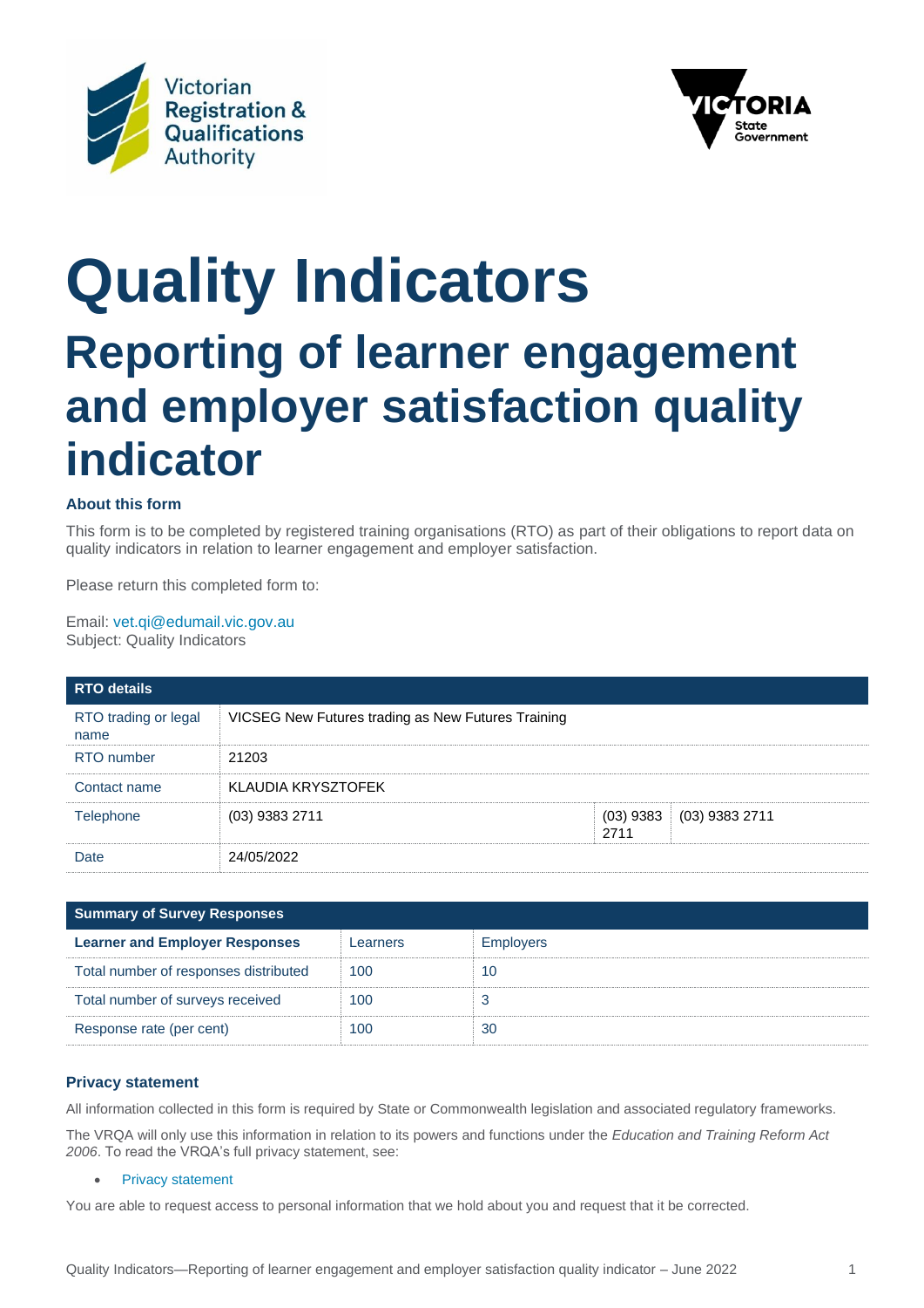# Quality Indicators

## Reporting of learner engagement and employer satisfaction quality indicator

### About this form

This form is to be completed by registered training organisations (RTO) as part of their obligations to report data on quality indicators in relation to learner engagement and employer satisfaction.

Please return this completed form to:

Email: vet.qi@edumail.vic.gov.au
Subject: Quality Indicators

| RTO details | | | |
|---|---|---|---|
| RTO trading or legal name | VICSEG New Futures trading as New Futures Training | | |
| RTO number | 21203 | | |
| Contact name | KLAUDIA KRYSZTOFEK | | |
| Telephone | (03) 9383 2711 | (03) 9383 2711 | (03) 9383 2711 |
| Date | 24/05/2022 | | |

| Summary of Survey Responses | | |
|---|---|---|
| **Learner and Employer Responses** | Learners | Employers |
| Total number of responses distributed | 100 | 10 |
| Total number of surveys received | 100 | 3 |
| Response rate (per cent) | 100 | 30 |

### Privacy statement

All information collected in this form is required by State or Commonwealth legislation and associated regulatory frameworks.

The VRQA will only use this information in relation to its powers and functions under the *Education and Training Reform Act 2006*. To read the VRQA's full privacy statement, see:

- Privacy statement

You are able to request access to personal information that we hold about you and request that it be corrected.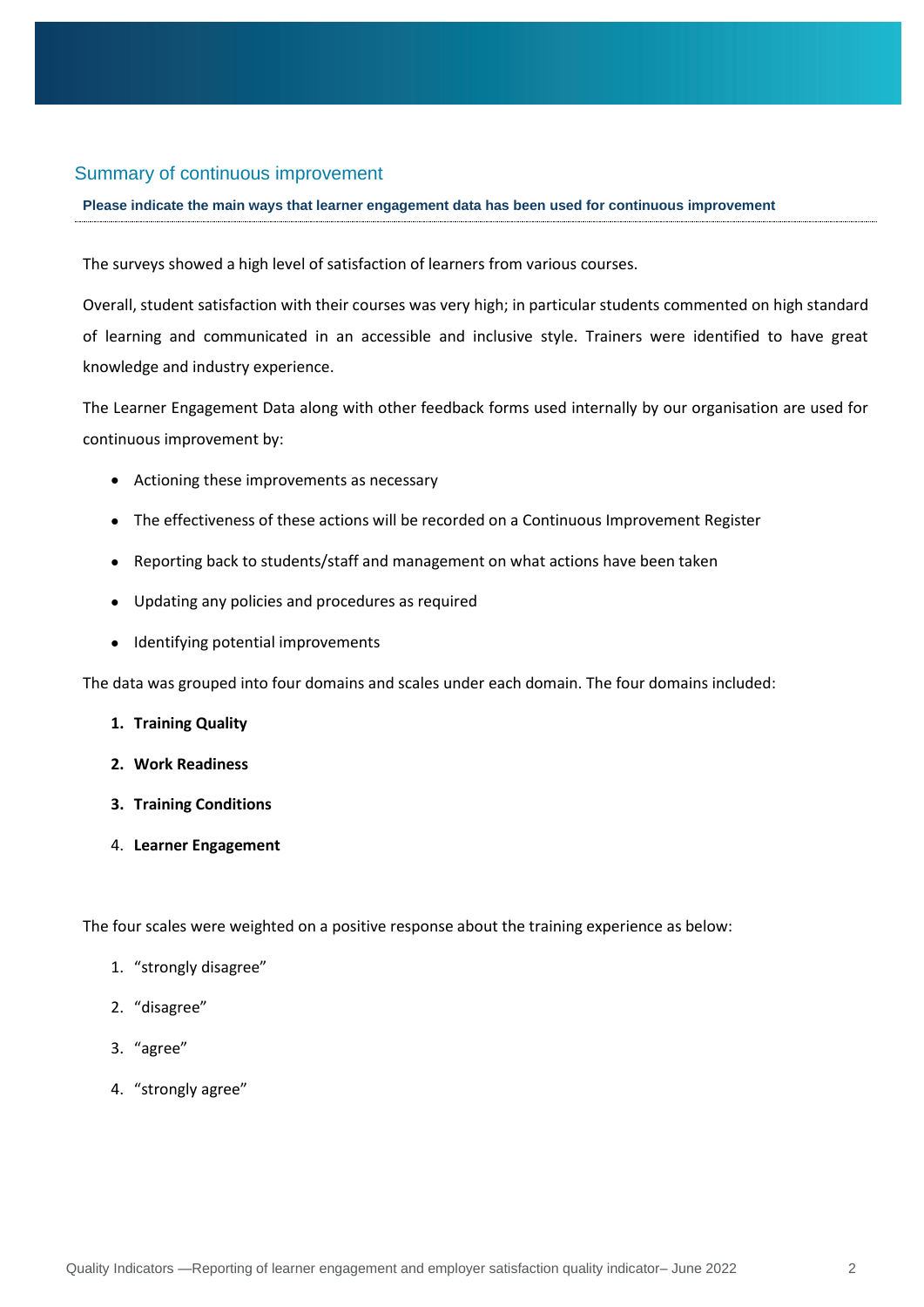## Summary of continuous improvement

**Please indicate the main ways that learner engagement data has been used for continuous improvement**

The surveys showed a high level of satisfaction of learners from various courses.

Overall, student satisfaction with their courses was very high; in particular students commented on high standard of learning and communicated in an accessible and inclusive style. Trainers were identified to have great knowledge and industry experience.

The Learner Engagement Data along with other feedback forms used internally by our organisation are used for continuous improvement by:

- Actioning these improvements as necessary
- The effectiveness of these actions will be recorded on a Continuous Improvement Register
- Reporting back to students/staff and management on what actions have been taken
- Updating any policies and procedures as required
- Identifying potential improvements

The data was grouped into four domains and scales under each domain. The four domains included:

1. **Training Quality**
2. **Work Readiness**
3. **Training Conditions**
4. **Learner Engagement**

The four scales were weighted on a positive response about the training experience as below:

1. “strongly disagree”
2. “disagree”
3. “agree”
4. “strongly agree”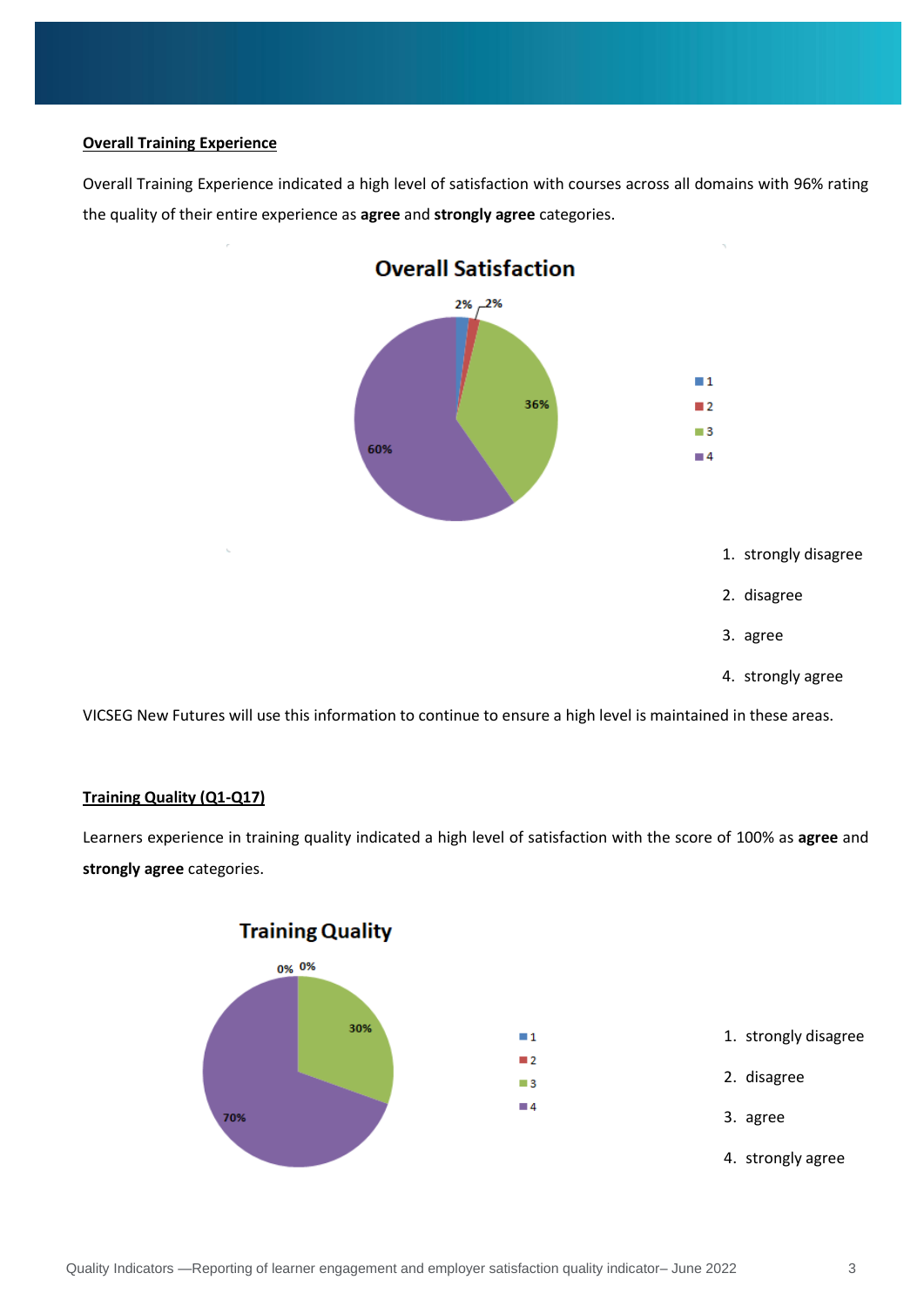**Overall Training Experience**

Overall Training Experience indicated a high level of satisfaction with courses across all domains with 96% rating the quality of their entire experience as **agree** and **strongly agree** categories.

Overall Satisfaction

2% 2% 36% 60%

1
2
3
4

1. strongly disagree
2. disagree
3. agree
4. strongly agree

VICSEG New Futures will use this information to continue to ensure a high level is maintained in these areas.

**Training Quality (Q1-Q17)**

Learners experience in training quality indicated a high level of satisfaction with the score of 100% as **agree** and **strongly agree** categories.

Training Quality

0% 0% 30% 70%

1
2
3
4

1. strongly disagree
2. disagree
3. agree
4. strongly agree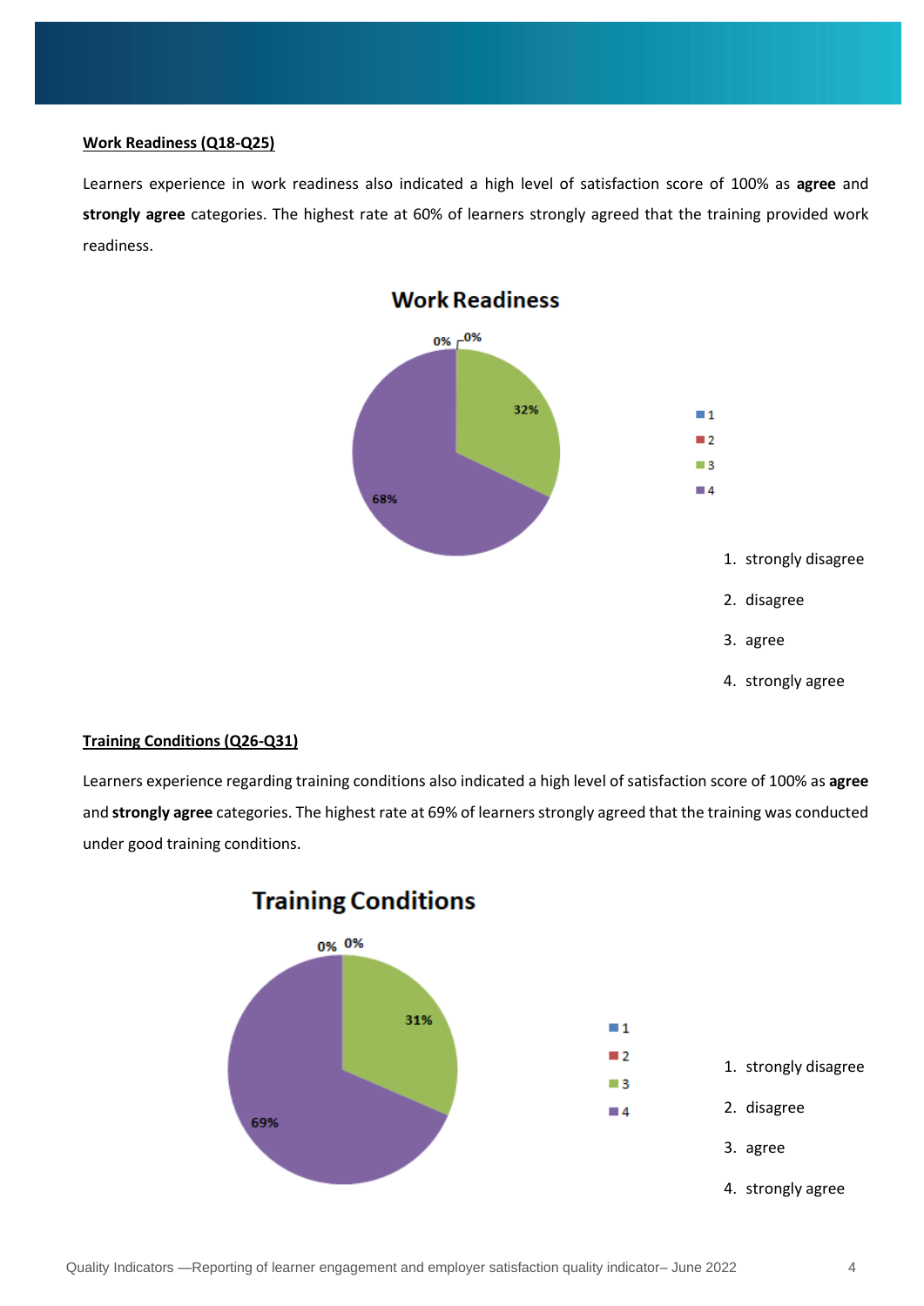**Work Readiness (Q18-Q25)**

Learners experience in work readiness also indicated a high level of satisfaction score of 100% as **agree** and **strongly agree** categories. The highest rate at 60% of learners strongly agreed that the training provided work readiness.

**Work Readiness**

0% 0%

32%

68%

- 1
- 2
- 3
- 4

1. strongly disagree
2. disagree
3. agree
4. strongly agree

**Training Conditions (Q26-Q31)**

Learners experience regarding training conditions also indicated a high level of satisfaction score of 100% as **agree** and **strongly agree** categories. The highest rate at 69% of learners strongly agreed that the training was conducted under good training conditions.

**Training Conditions**

0% 0%

31%

69%

- 1
- 2
- 3
- 4

1. strongly disagree
2. disagree
3. agree
4. strongly agree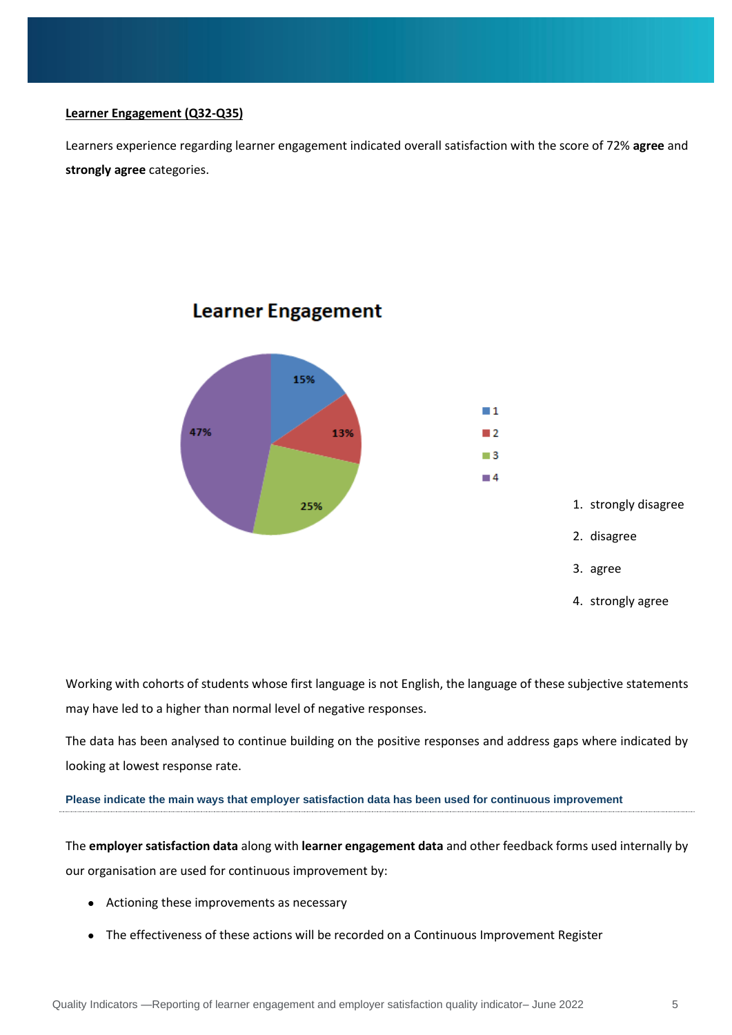**Learner Engagement (Q32-Q35)**

Learners experience regarding learner engagement indicated overall satisfaction with the score of 72% **agree** and **strongly agree** categories.

**Learner Engagement**

1. strongly disagree
2. disagree
3. agree
4. strongly agree

Working with cohorts of students whose first language is not English, the language of these subjective statements may have led to a higher than normal level of negative responses.

The data has been analysed to continue building on the positive responses and address gaps where indicated by looking at lowest response rate.

**Please indicate the main ways that employer satisfaction data has been used for continuous improvement**

The **employer satisfaction data** along with **learner engagement data** and other feedback forms used internally by our organisation are used for continuous improvement by:

- Actioning these improvements as necessary
- The effectiveness of these actions will be recorded on a Continuous Improvement Register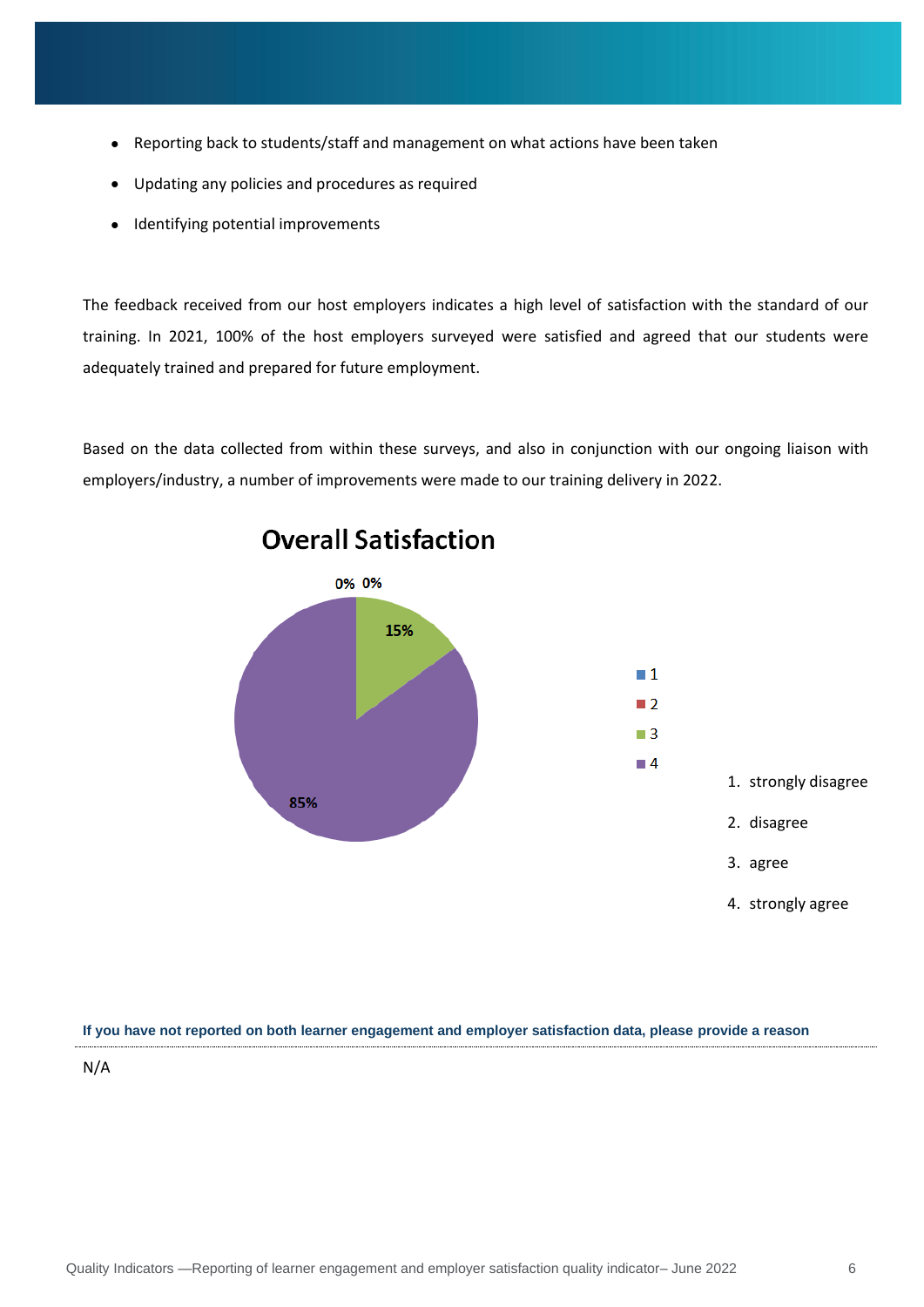- Reporting back to students/staff and management on what actions have been taken
- Updating any policies and procedures as required
- Identifying potential improvements

The feedback received from our host employers indicates a high level of satisfaction with the standard of our training. In 2021, 100% of the host employers surveyed were satisfied and agreed that our students were adequately trained and prepared for future employment.

Based on the data collected from within these surveys, and also in conjunction with our ongoing liaison with employers/industry, a number of improvements were made to our training delivery in 2022.

**Overall Satisfaction**

| Response | Percentage |
|---|---|
| 1 | 0% |
| 2 | 0% |
| 3 | 15% |
| 4 | 85% |

1. strongly disagree
2. disagree
3. agree
4. strongly agree

**If you have not reported on both learner engagement and employer satisfaction data, please provide a reason**

N/A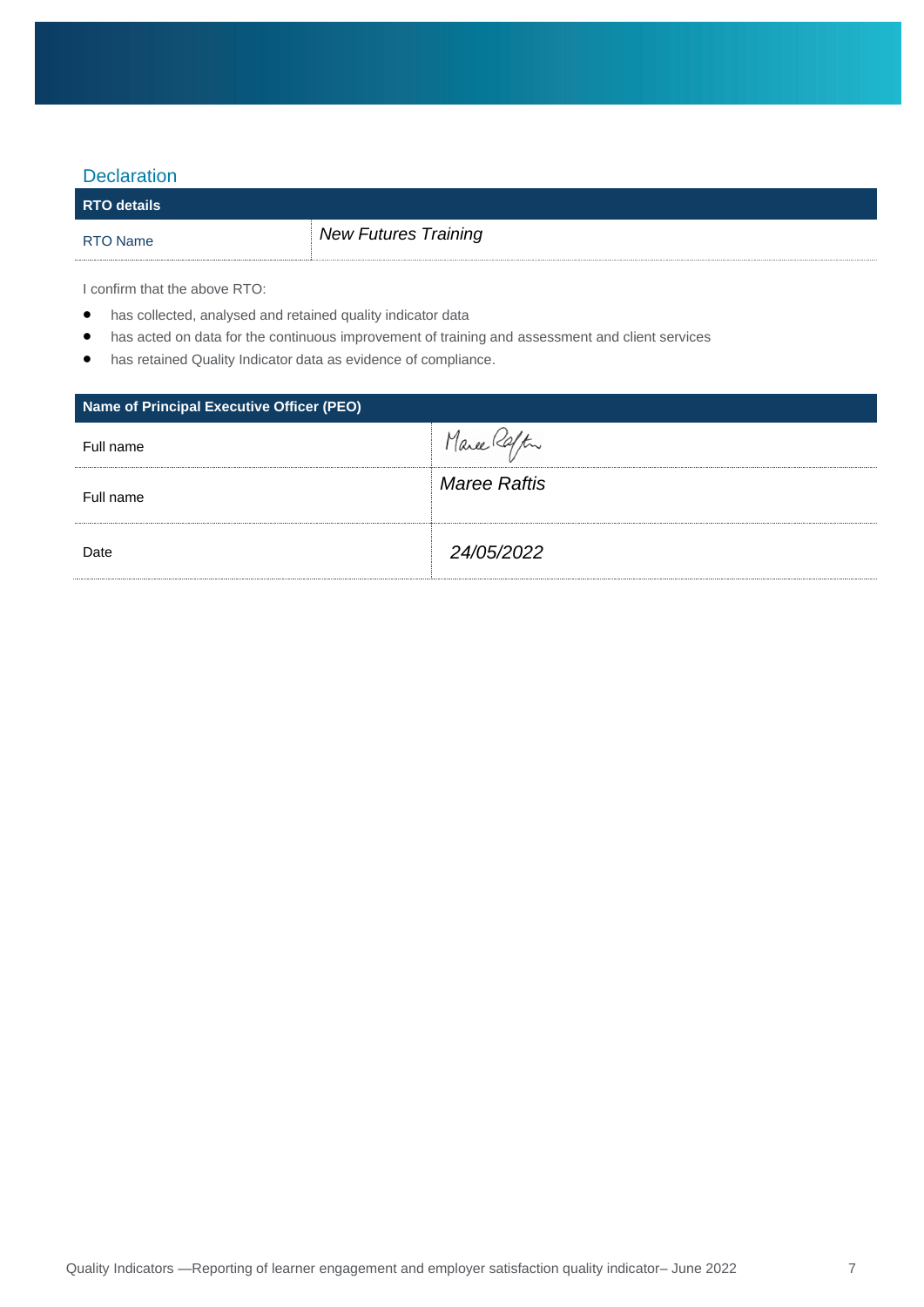## Declaration

| RTO details | |
|---|---|
| RTO Name | *New Futures Training* |

I confirm that the above RTO:

- has collected, analysed and retained quality indicator data
- has acted on data for the continuous improvement of training and assessment and client services
- has retained Quality Indicator data as evidence of compliance.

| Name of Principal Executive Officer (PEO) | |
|---|---|
| Full name | Maree Raftis |
| Full name | *Maree Raftis* |
| Date | *24/05/2022* |